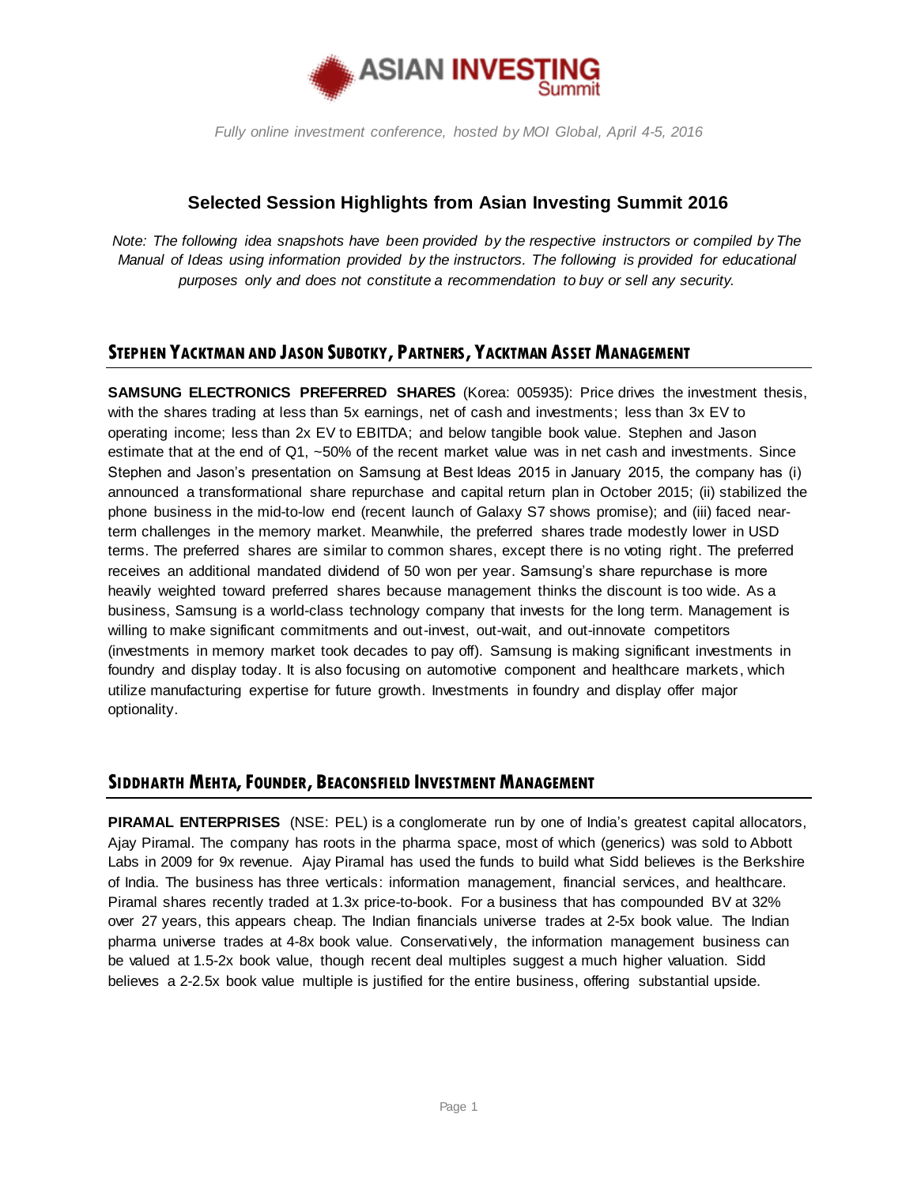ASIAN INVESTING Summit

*Fully online investment conference, hosted by MOI Global, April 4-5, 2016*

# Selected Session Highlights from Asian Investing Summit 2016

*Note: The following idea snapshots have been provided by the respective instructors or compiled by The Manual of Ideas using information provided by the instructors. The following is provided for educational purposes only and does not constitute a recommendation to buy or sell any security.*

## Stephen Yacktman and Jason Subotky, Partners, Yacktman Asset Management

**SAMSUNG ELECTRONICS PREFERRED SHARES** (Korea: 005935): Price drives the investment thesis, with the shares trading at less than 5x earnings, net of cash and investments; less than 3x EV to operating income; less than 2x EV to EBITDA; and below tangible book value. Stephen and Jason estimate that at the end of Q1, ~50% of the recent market value was in net cash and investments. Since Stephen and Jason's presentation on Samsung at Best Ideas 2015 in January 2015, the company has (i) announced a transformational share repurchase and capital return plan in October 2015; (ii) stabilized the phone business in the mid-to-low end (recent launch of Galaxy S7 shows promise); and (iii) faced near-term challenges in the memory market. Meanwhile, the preferred shares trade modestly lower in USD terms. The preferred shares are similar to common shares, except there is no voting right. The preferred receives an additional mandated dividend of 50 won per year. Samsung's share repurchase is more heavily weighted toward preferred shares because management thinks the discount is too wide. As a business, Samsung is a world-class technology company that invests for the long term. Management is willing to make significant commitments and out-invest, out-wait, and out-innovate competitors (investments in memory market took decades to pay off). Samsung is making significant investments in foundry and display today. It is also focusing on automotive component and healthcare markets, which utilize manufacturing expertise for future growth. Investments in foundry and display offer major optionality.

## Siddharth Mehta, Founder, Beaconsfield Investment Management

**PIRAMAL ENTERPRISES** (NSE: PEL) is a conglomerate run by one of India's greatest capital allocators, Ajay Piramal. The company has roots in the pharma space, most of which (generics) was sold to Abbott Labs in 2009 for 9x revenue. Ajay Piramal has used the funds to build what Sidd believes is the Berkshire of India. The business has three verticals: information management, financial services, and healthcare. Piramal shares recently traded at 1.3x price-to-book. For a business that has compounded BV at 32% over 27 years, this appears cheap. The Indian financials universe trades at 2-5x book value. The Indian pharma universe trades at 4-8x book value. Conservatively, the information management business can be valued at 1.5-2x book value, though recent deal multiples suggest a much higher valuation. Sidd believes a 2-2.5x book value multiple is justified for the entire business, offering substantial upside.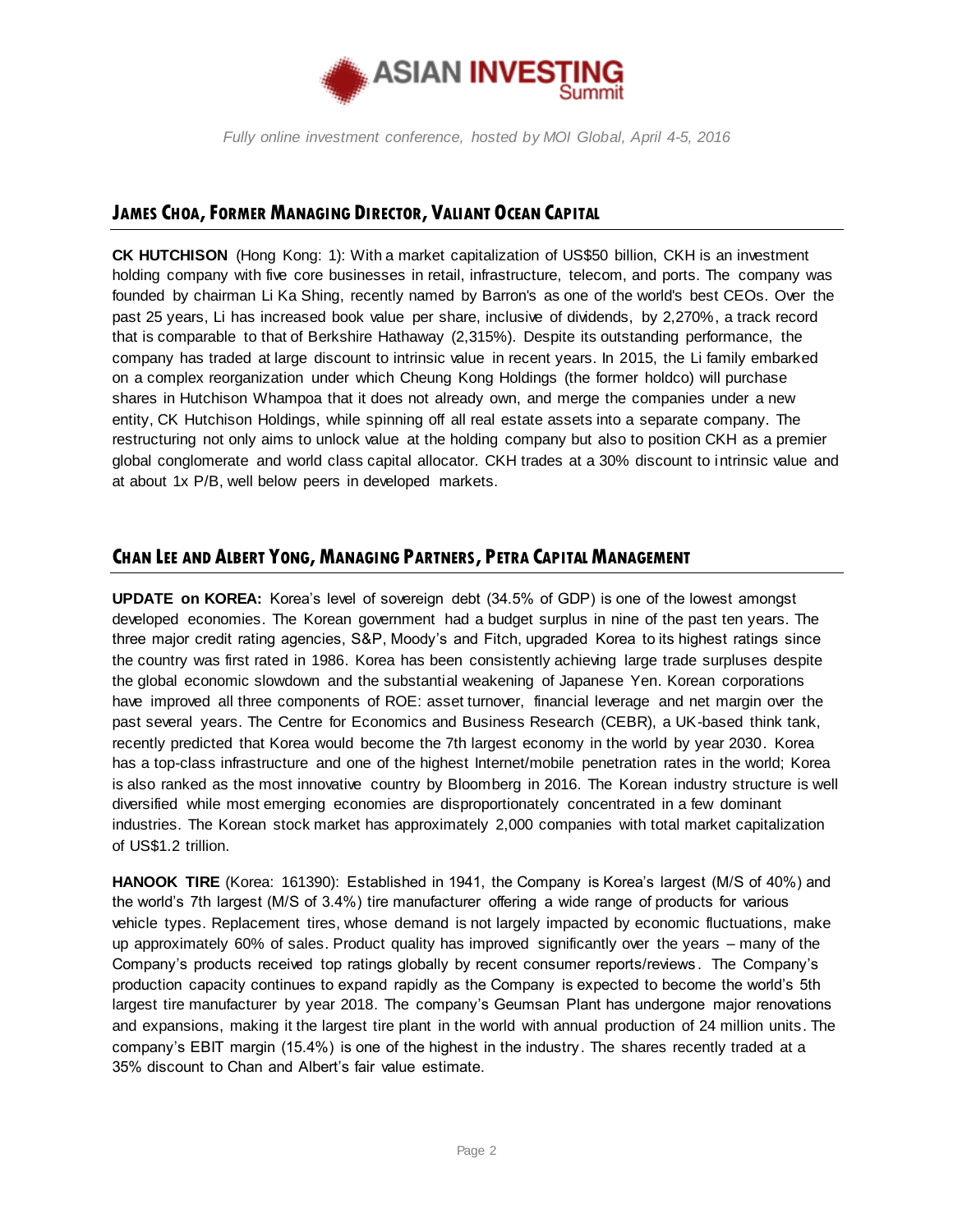## JAMES CHOA, FORMER MANAGING DIRECTOR, VALIANT OCEAN CAPITAL

**CK HUTCHISON** (Hong Kong: 1): With a market capitalization of US$50 billion, CKH is an investment holding company with five core businesses in retail, infrastructure, telecom, and ports. The company was founded by chairman Li Ka Shing, recently named by Barron's as one of the world's best CEOs. Over the past 25 years, Li has increased book value per share, inclusive of dividends, by 2,270%, a track record that is comparable to that of Berkshire Hathaway (2,315%). Despite its outstanding performance, the company has traded at large discount to intrinsic value in recent years. In 2015, the Li family embarked on a complex reorganization under which Cheung Kong Holdings (the former holdco) will purchase shares in Hutchison Whampoa that it does not already own, and merge the companies under a new entity, CK Hutchison Holdings, while spinning off all real estate assets into a separate company. The restructuring not only aims to unlock value at the holding company but also to position CKH as a premier global conglomerate and world class capital allocator. CKH trades at a 30% discount to intrinsic value and at about 1x P/B, well below peers in developed markets.

## CHAN LEE AND ALBERT YONG, MANAGING PARTNERS, PETRA CAPITAL MANAGEMENT

**UPDATE on KOREA:** Korea's level of sovereign debt (34.5% of GDP) is one of the lowest amongst developed economies. The Korean government had a budget surplus in nine of the past ten years. The three major credit rating agencies, S&P, Moody's and Fitch, upgraded Korea to its highest ratings since the country was first rated in 1986. Korea has been consistently achieving large trade surpluses despite the global economic slowdown and the substantial weakening of Japanese Yen. Korean corporations have improved all three components of ROE: asset turnover, financial leverage and net margin over the past several years. The Centre for Economics and Business Research (CEBR), a UK-based think tank, recently predicted that Korea would become the 7th largest economy in the world by year 2030. Korea has a top-class infrastructure and one of the highest Internet/mobile penetration rates in the world; Korea is also ranked as the most innovative country by Bloomberg in 2016. The Korean industry structure is well diversified while most emerging economies are disproportionately concentrated in a few dominant industries. The Korean stock market has approximately 2,000 companies with total market capitalization of US$1.2 trillion.

**HANOOK TIRE** (Korea: 161390): Established in 1941, the Company is Korea's largest (M/S of 40%) and the world's 7th largest (M/S of 3.4%) tire manufacturer offering a wide range of products for various vehicle types. Replacement tires, whose demand is not largely impacted by economic fluctuations, make up approximately 60% of sales. Product quality has improved significantly over the years – many of the Company's products received top ratings globally by recent consumer reports/reviews. The Company's production capacity continues to expand rapidly as the Company is expected to become the world's 5th largest tire manufacturer by year 2018. The company's Geumsan Plant has undergone major renovations and expansions, making it the largest tire plant in the world with annual production of 24 million units. The company's EBIT margin (15.4%) is one of the highest in the industry. The shares recently traded at a 35% discount to Chan and Albert's fair value estimate.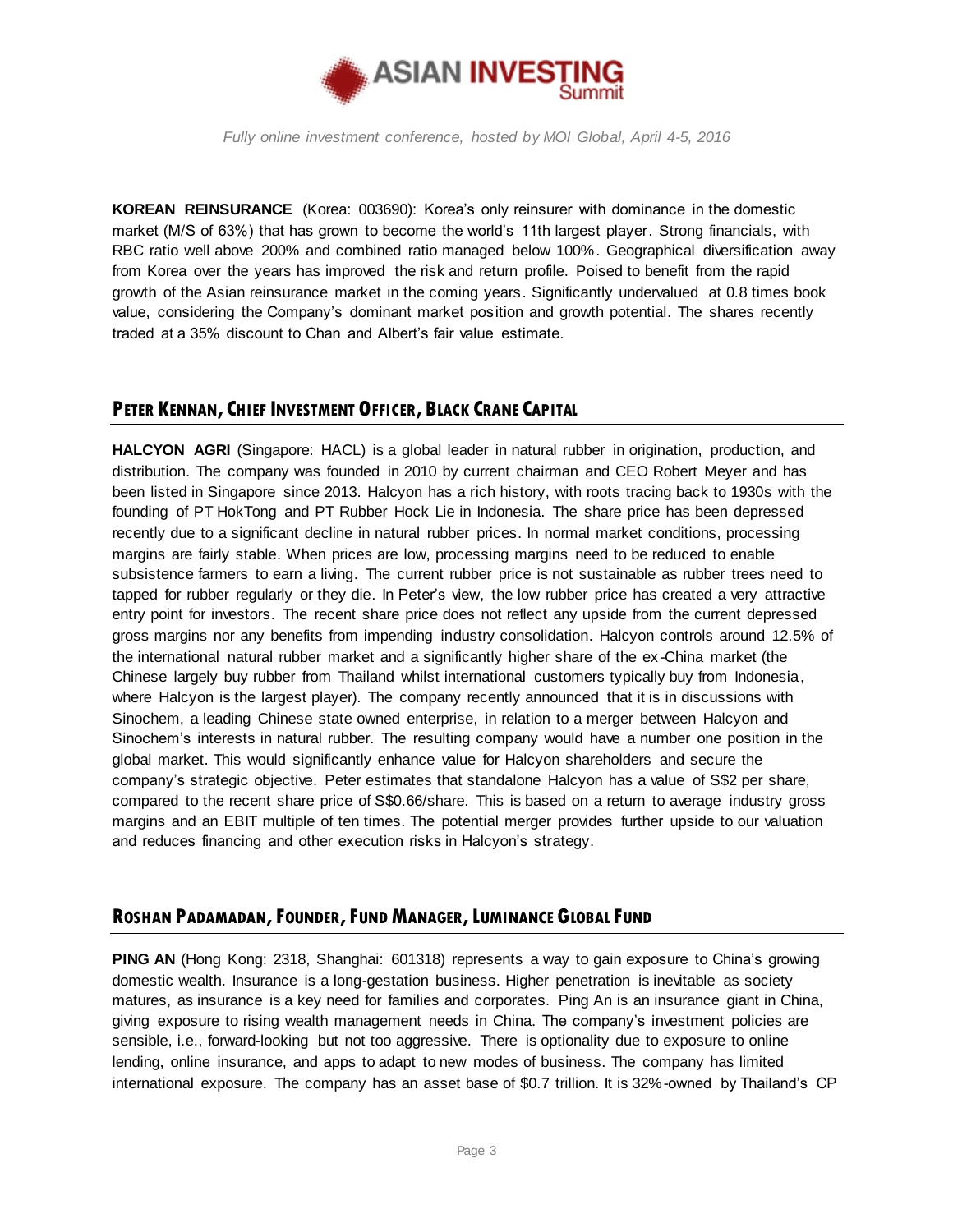**KOREAN REINSURANCE** (Korea: 003690): Korea's only reinsurer with dominance in the domestic market (M/S of 63%) that has grown to become the world's 11th largest player. Strong financials, with RBC ratio well above 200% and combined ratio managed below 100%. Geographical diversification away from Korea over the years has improved the risk and return profile. Poised to benefit from the rapid growth of the Asian reinsurance market in the coming years. Significantly undervalued at 0.8 times book value, considering the Company's dominant market position and growth potential. The shares recently traded at a 35% discount to Chan and Albert's fair value estimate.

## PETER KENNAN, CHIEF INVESTMENT OFFICER, BLACK CRANE CAPITAL

**HALCYON AGRI** (Singapore: HACL) is a global leader in natural rubber in origination, production, and distribution. The company was founded in 2010 by current chairman and CEO Robert Meyer and has been listed in Singapore since 2013. Halcyon has a rich history, with roots tracing back to 1930s with the founding of PT HokTong and PT Rubber Hock Lie in Indonesia. The share price has been depressed recently due to a significant decline in natural rubber prices. In normal market conditions, processing margins are fairly stable. When prices are low, processing margins need to be reduced to enable subsistence farmers to earn a living. The current rubber price is not sustainable as rubber trees need to tapped for rubber regularly or they die. In Peter's view, the low rubber price has created a very attractive entry point for investors. The recent share price does not reflect any upside from the current depressed gross margins nor any benefits from impending industry consolidation. Halcyon controls around 12.5% of the international natural rubber market and a significantly higher share of the ex-China market (the Chinese largely buy rubber from Thailand whilst international customers typically buy from Indonesia, where Halcyon is the largest player). The company recently announced that it is in discussions with Sinochem, a leading Chinese state owned enterprise, in relation to a merger between Halcyon and Sinochem's interests in natural rubber. The resulting company would have a number one position in the global market. This would significantly enhance value for Halcyon shareholders and secure the company's strategic objective. Peter estimates that standalone Halcyon has a value of S$2 per share, compared to the recent share price of S$0.66/share. This is based on a return to average industry gross margins and an EBIT multiple of ten times. The potential merger provides further upside to our valuation and reduces financing and other execution risks in Halcyon's strategy.

## ROSHAN PADAMADAN, FOUNDER, FUND MANAGER, LUMINANCE GLOBAL FUND

**PING AN** (Hong Kong: 2318, Shanghai: 601318) represents a way to gain exposure to China's growing domestic wealth. Insurance is a long-gestation business. Higher penetration is inevitable as society matures, as insurance is a key need for families and corporates. Ping An is an insurance giant in China, giving exposure to rising wealth management needs in China. The company's investment policies are sensible, i.e., forward-looking but not too aggressive. There is optionality due to exposure to online lending, online insurance, and apps to adapt to new modes of business. The company has limited international exposure. The company has an asset base of $0.7 trillion. It is 32%-owned by Thailand's CP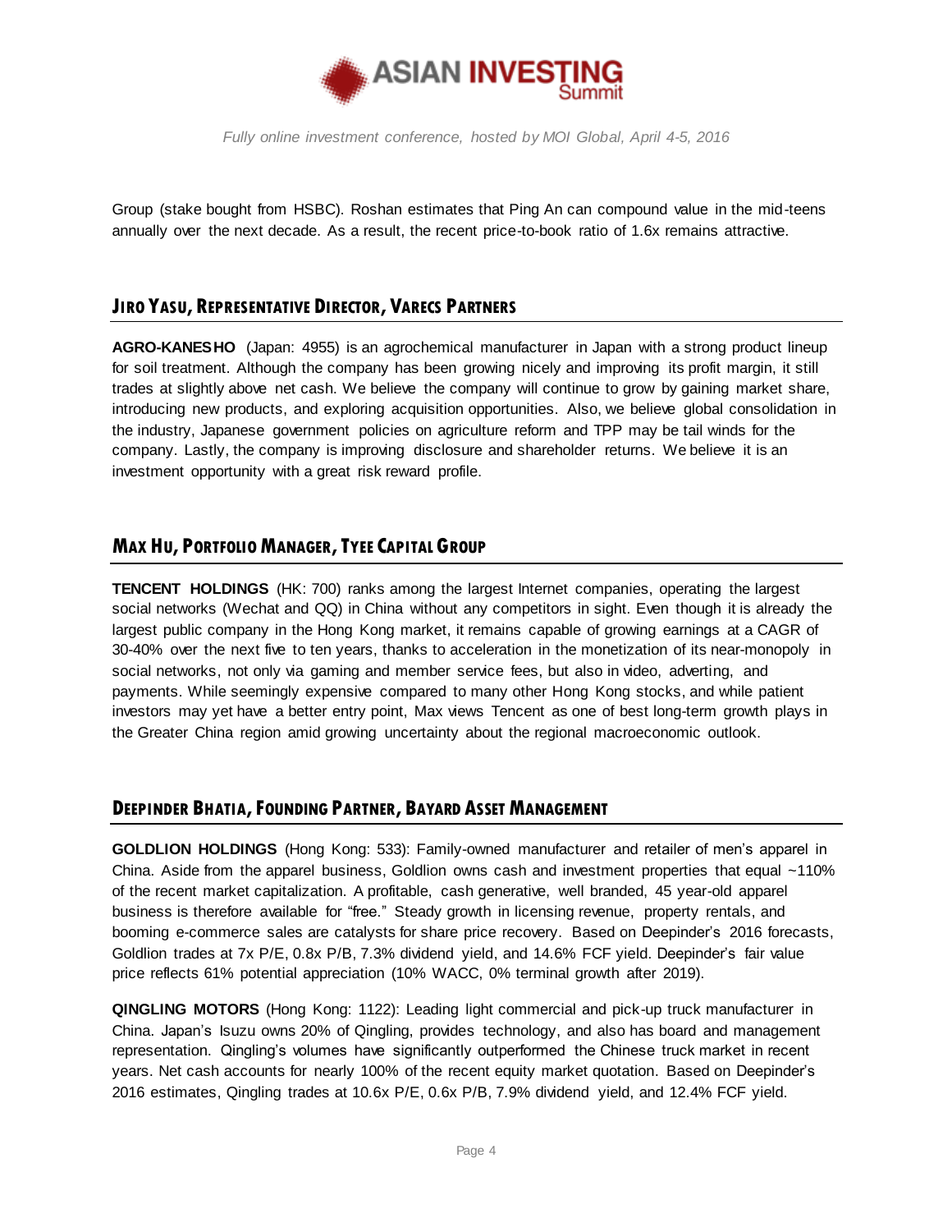Group (stake bought from HSBC). Roshan estimates that Ping An can compound value in the mid-teens annually over the next decade. As a result, the recent price-to-book ratio of 1.6x remains attractive.

## Jiro Yasu, Representative Director, Varecs Partners

**AGRO-KANESHO** (Japan: 4955) is an agrochemical manufacturer in Japan with a strong product lineup for soil treatment. Although the company has been growing nicely and improving its profit margin, it still trades at slightly above net cash. We believe the company will continue to grow by gaining market share, introducing new products, and exploring acquisition opportunities. Also, we believe global consolidation in the industry, Japanese government policies on agriculture reform and TPP may be tail winds for the company. Lastly, the company is improving disclosure and shareholder returns. We believe it is an investment opportunity with a great risk reward profile.

## Max Hu, Portfolio Manager, Tyee Capital Group

**TENCENT HOLDINGS** (HK: 700) ranks among the largest Internet companies, operating the largest social networks (Wechat and QQ) in China without any competitors in sight. Even though it is already the largest public company in the Hong Kong market, it remains capable of growing earnings at a CAGR of 30-40% over the next five to ten years, thanks to acceleration in the monetization of its near-monopoly in social networks, not only via gaming and member service fees, but also in video, adverting, and payments. While seemingly expensive compared to many other Hong Kong stocks, and while patient investors may yet have a better entry point, Max views Tencent as one of best long-term growth plays in the Greater China region amid growing uncertainty about the regional macroeconomic outlook.

## Deepinder Bhatia, Founding Partner, Bayard Asset Management

**GOLDLION HOLDINGS** (Hong Kong: 533): Family-owned manufacturer and retailer of men's apparel in China. Aside from the apparel business, Goldlion owns cash and investment properties that equal ~110% of the recent market capitalization. A profitable, cash generative, well branded, 45 year-old apparel business is therefore available for "free." Steady growth in licensing revenue, property rentals, and booming e-commerce sales are catalysts for share price recovery. Based on Deepinder's 2016 forecasts, Goldlion trades at 7x P/E, 0.8x P/B, 7.3% dividend yield, and 14.6% FCF yield. Deepinder's fair value price reflects 61% potential appreciation (10% WACC, 0% terminal growth after 2019).

**QINGLING MOTORS** (Hong Kong: 1122): Leading light commercial and pick-up truck manufacturer in China. Japan's Isuzu owns 20% of Qingling, provides technology, and also has board and management representation. Qingling's volumes have significantly outperformed the Chinese truck market in recent years. Net cash accounts for nearly 100% of the recent equity market quotation. Based on Deepinder's 2016 estimates, Qingling trades at 10.6x P/E, 0.6x P/B, 7.9% dividend yield, and 12.4% FCF yield.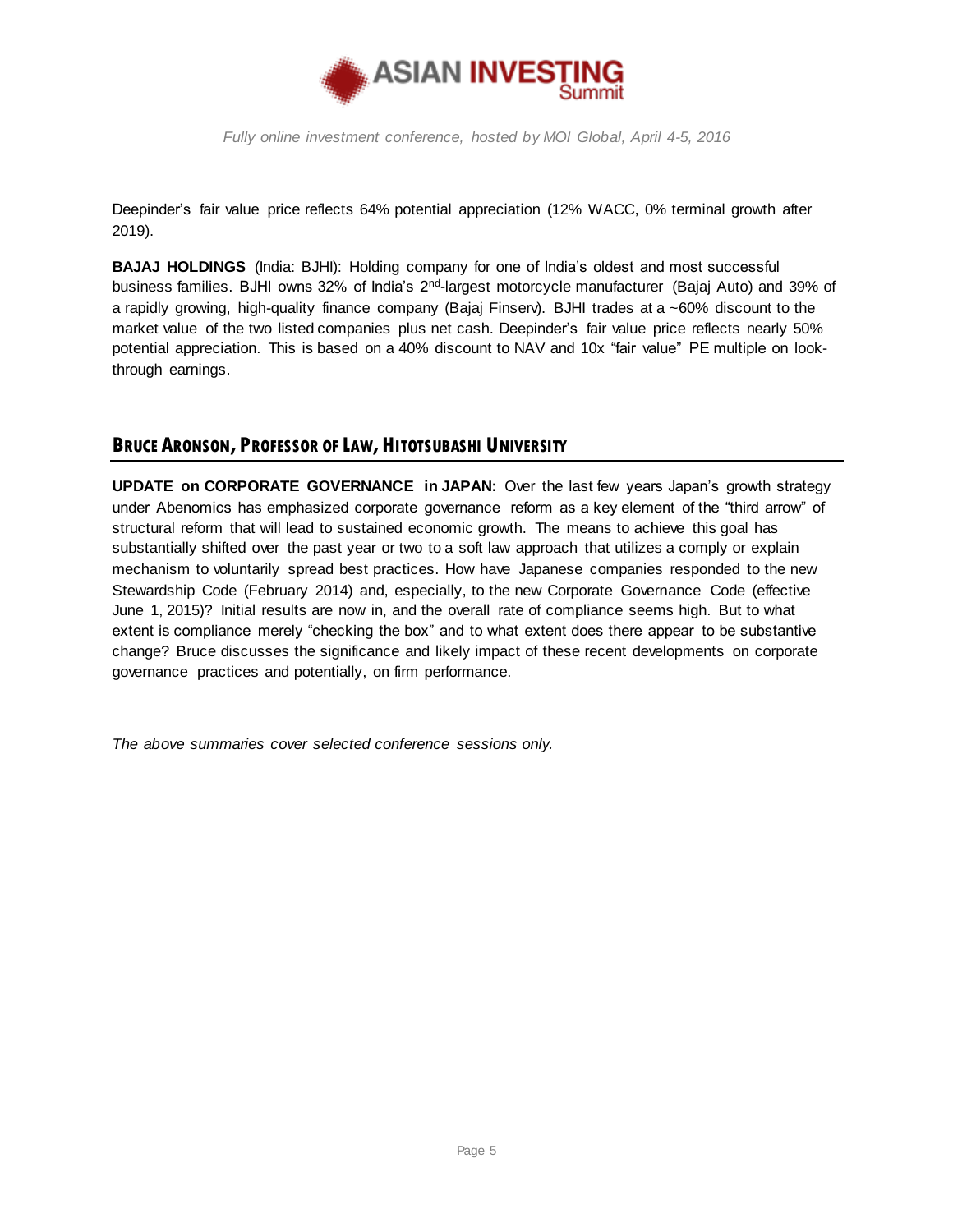Deepinder's fair value price reflects 64% potential appreciation (12% WACC, 0% terminal growth after 2019).

**BAJAJ HOLDINGS** (India: BJHI): Holding company for one of India's oldest and most successful business families. BJHI owns 32% of India's 2nd-largest motorcycle manufacturer (Bajaj Auto) and 39% of a rapidly growing, high-quality finance company (Bajaj Finserv). BJHI trades at a ~60% discount to the market value of the two listed companies plus net cash. Deepinder's fair value price reflects nearly 50% potential appreciation. This is based on a 40% discount to NAV and 10x "fair value" PE multiple on look-through earnings.

## BRUCE ARONSON, PROFESSOR OF LAW, HITOTSUBASHI UNIVERSITY

**UPDATE on CORPORATE GOVERNANCE in JAPAN:** Over the last few years Japan's growth strategy under Abenomics has emphasized corporate governance reform as a key element of the "third arrow" of structural reform that will lead to sustained economic growth. The means to achieve this goal has substantially shifted over the past year or two to a soft law approach that utilizes a comply or explain mechanism to voluntarily spread best practices. How have Japanese companies responded to the new Stewardship Code (February 2014) and, especially, to the new Corporate Governance Code (effective June 1, 2015)? Initial results are now in, and the overall rate of compliance seems high. But to what extent is compliance merely "checking the box" and to what extent does there appear to be substantive change? Bruce discusses the significance and likely impact of these recent developments on corporate governance practices and potentially, on firm performance.

*The above summaries cover selected conference sessions only.*